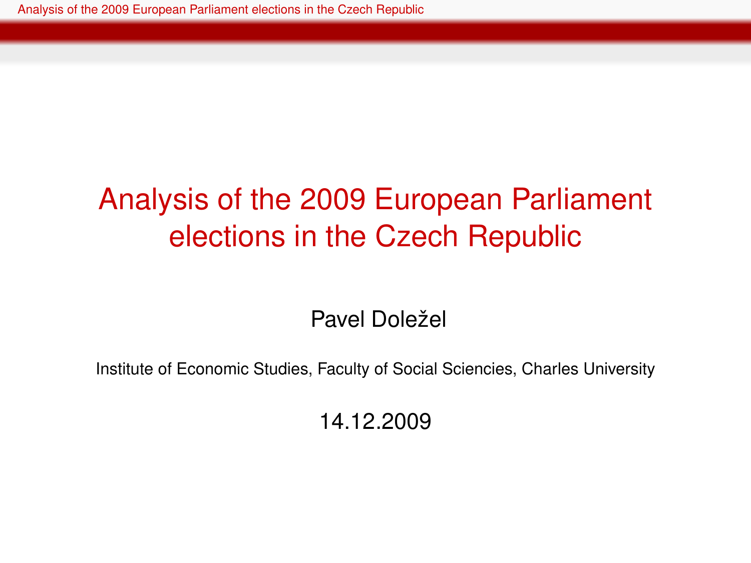# Analysis of the 2009 European Parliament elections in the Czech Republic

Pavel Doležel

Institute of Economic Studies, Faculty of Social Sciencies, Charles University

14.12.2009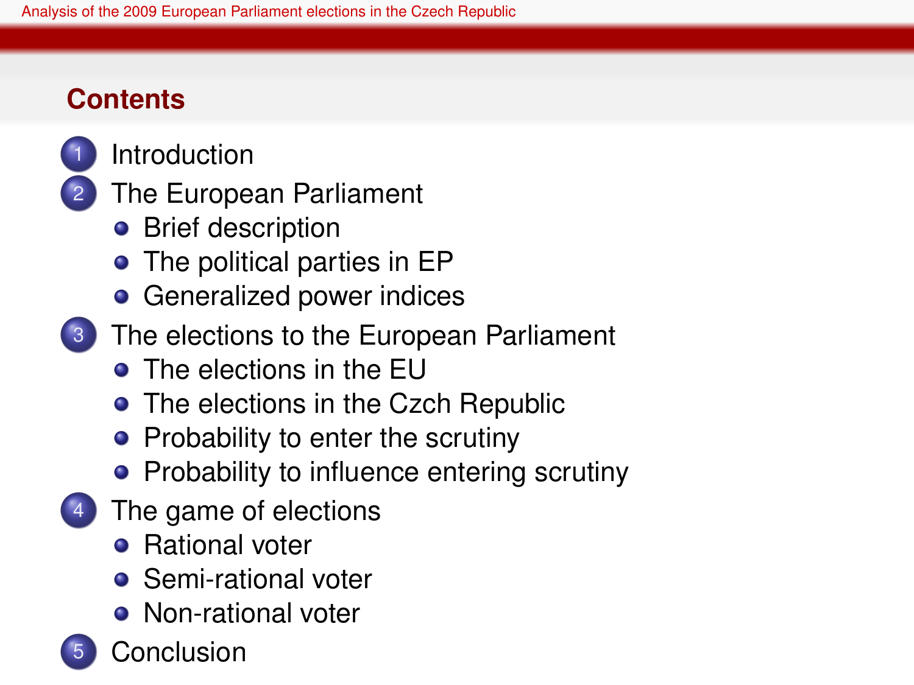## Contents

1. Introduction
2. The European Parliament
   - Brief description
   - The political parties in EP
   - Generalized power indices
3. The elections to the European Parliament
   - The elections in the EU
   - The elections in the Czch Republic
   - Probability to enter the scrutiny
   - Probability to influence entering scrutiny
4. The game of elections
   - Rational voter
   - Semi-rational voter
   - Non-rational voter
5. Conclusion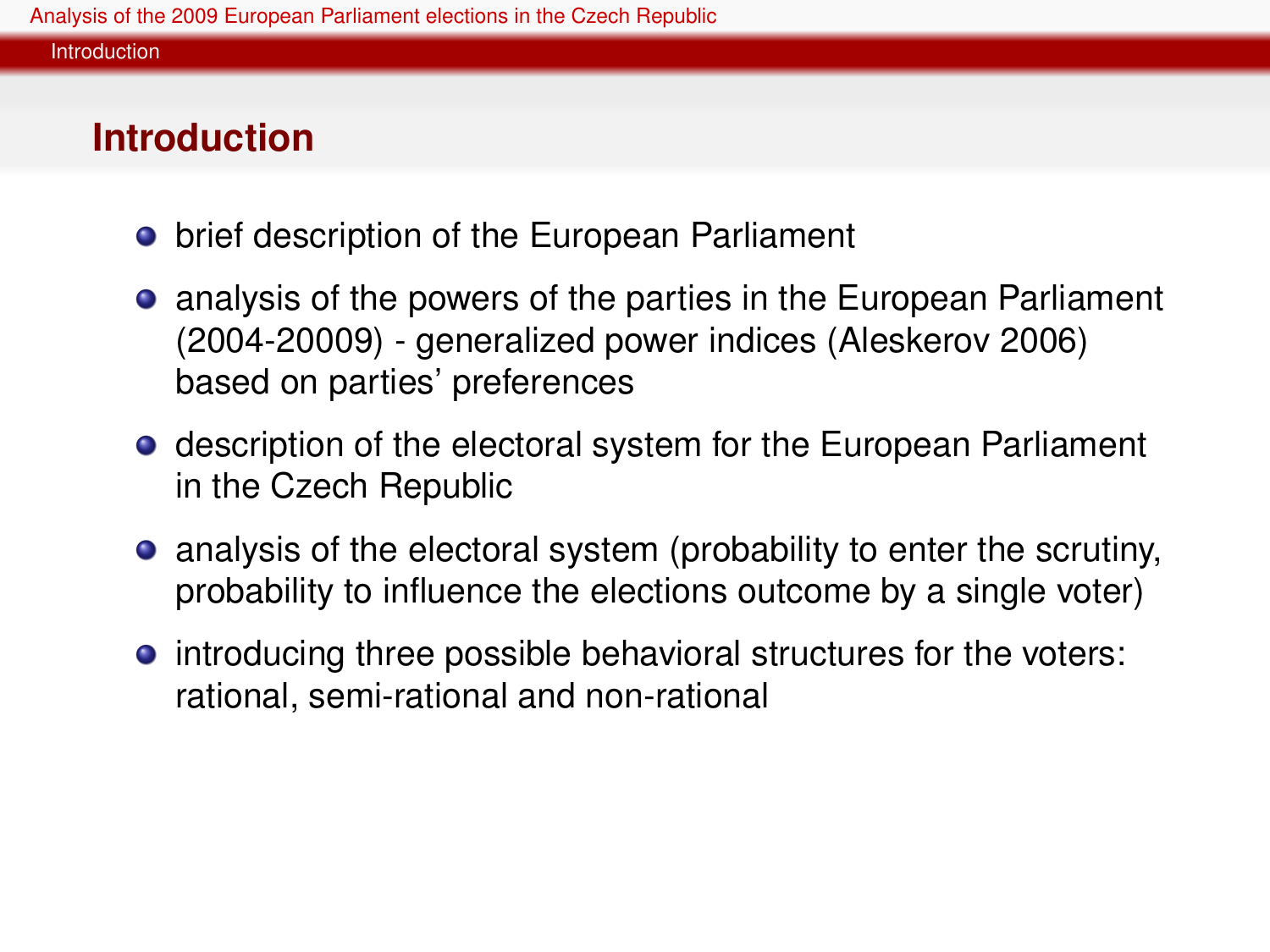# Introduction

- brief description of the European Parliament
- analysis of the powers of the parties in the European Parliament (2004-20009) - generalized power indices (Aleskerov 2006) based on parties' preferences
- description of the electoral system for the European Parliament in the Czech Republic
- analysis of the electoral system (probability to enter the scrutiny, probability to influence the elections outcome by a single voter)
- introducing three possible behavioral structures for the voters: rational, semi-rational and non-rational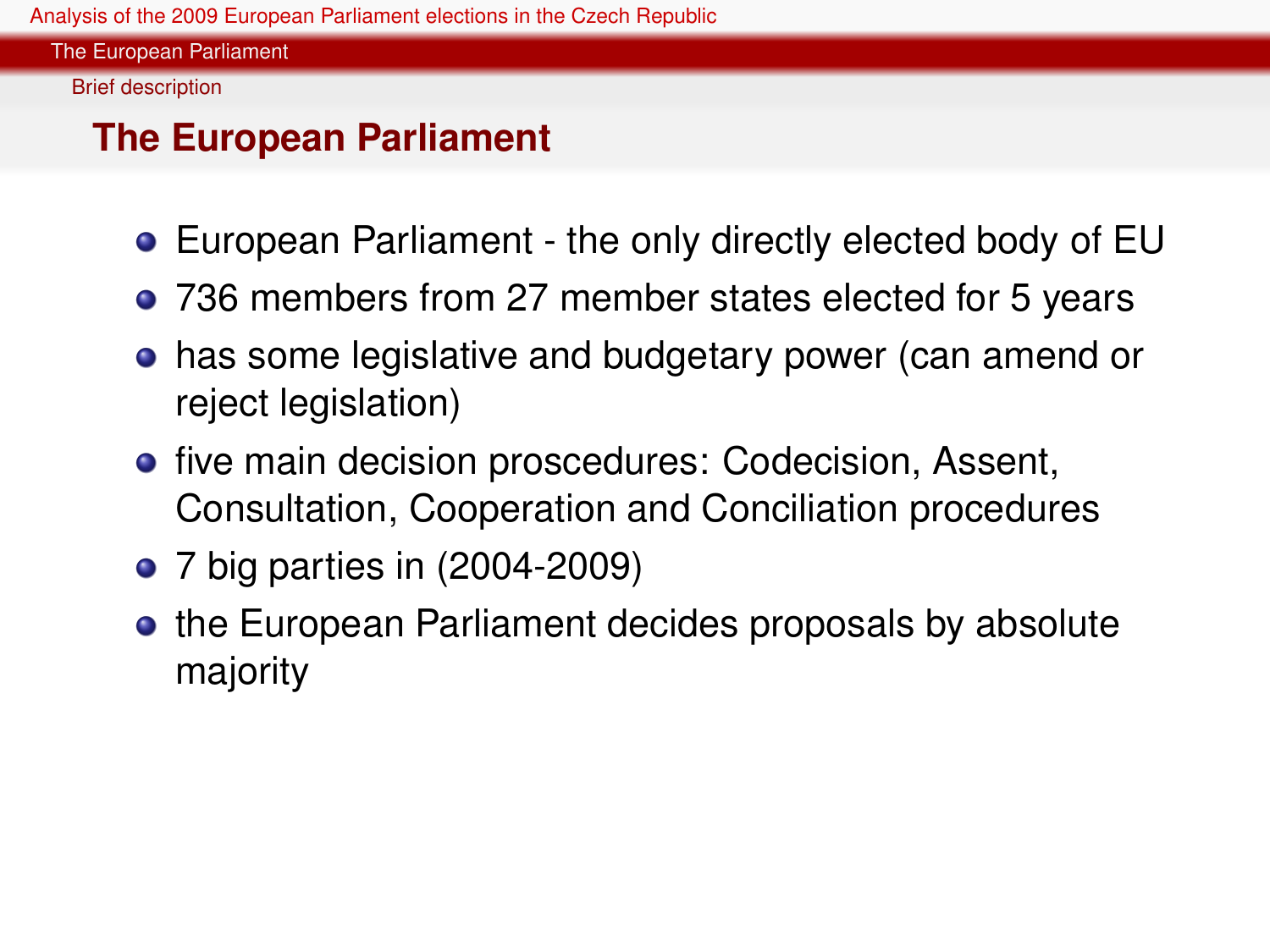## The European Parliament

- European Parliament - the only directly elected body of EU
- 736 members from 27 member states elected for 5 years
- has some legislative and budgetary power (can amend or reject legislation)
- five main decision proscedures: Codecision, Assent, Consultation, Cooperation and Conciliation procedures
- 7 big parties in (2004-2009)
- the European Parliament decides proposals by absolute majority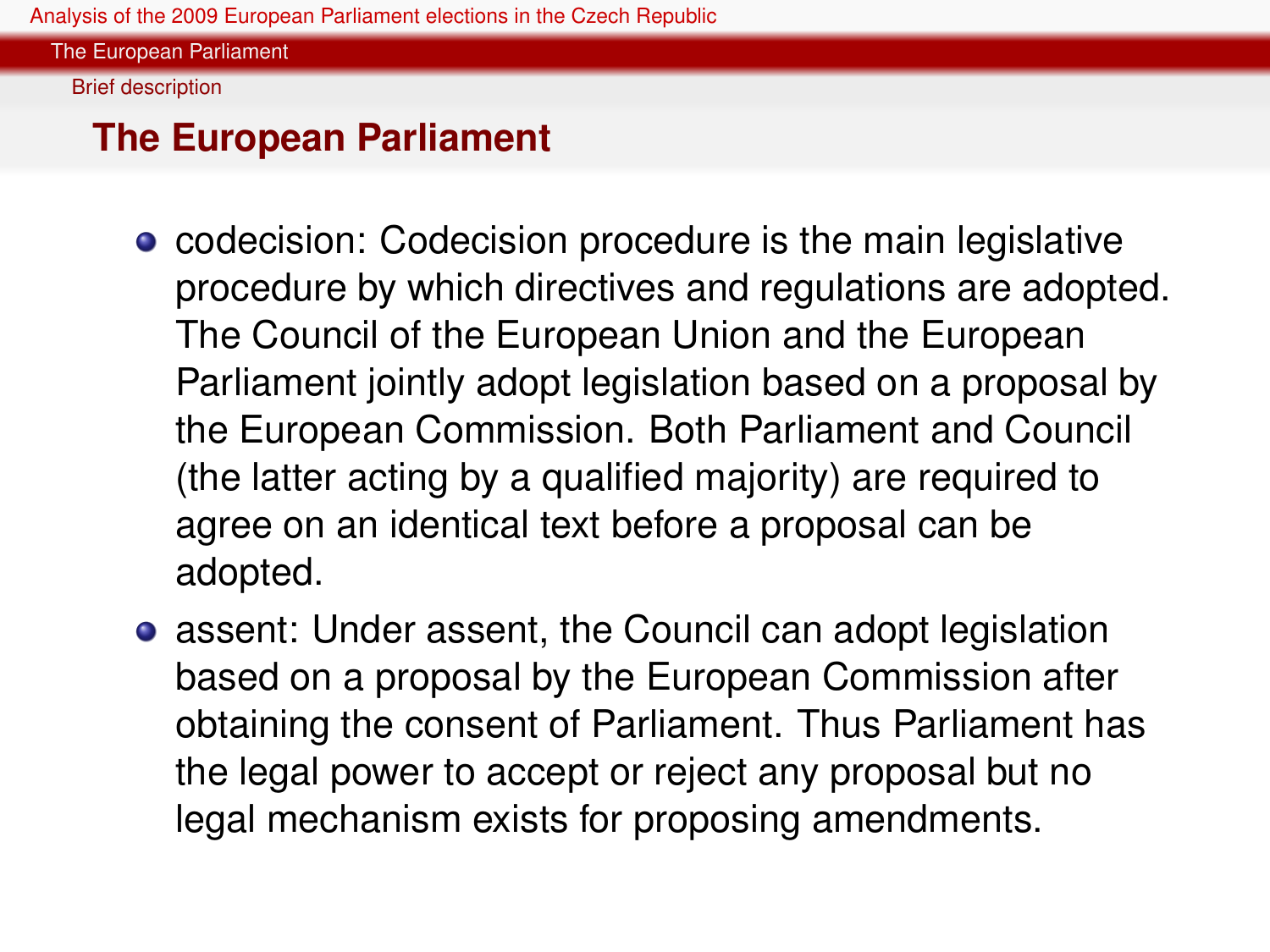# The European Parliament

- codecision: Codecision procedure is the main legislative procedure by which directives and regulations are adopted. The Council of the European Union and the European Parliament jointly adopt legislation based on a proposal by the European Commission. Both Parliament and Council (the latter acting by a qualified majority) are required to agree on an identical text before a proposal can be adopted.
- assent: Under assent, the Council can adopt legislation based on a proposal by the European Commission after obtaining the consent of Parliament. Thus Parliament has the legal power to accept or reject any proposal but no legal mechanism exists for proposing amendments.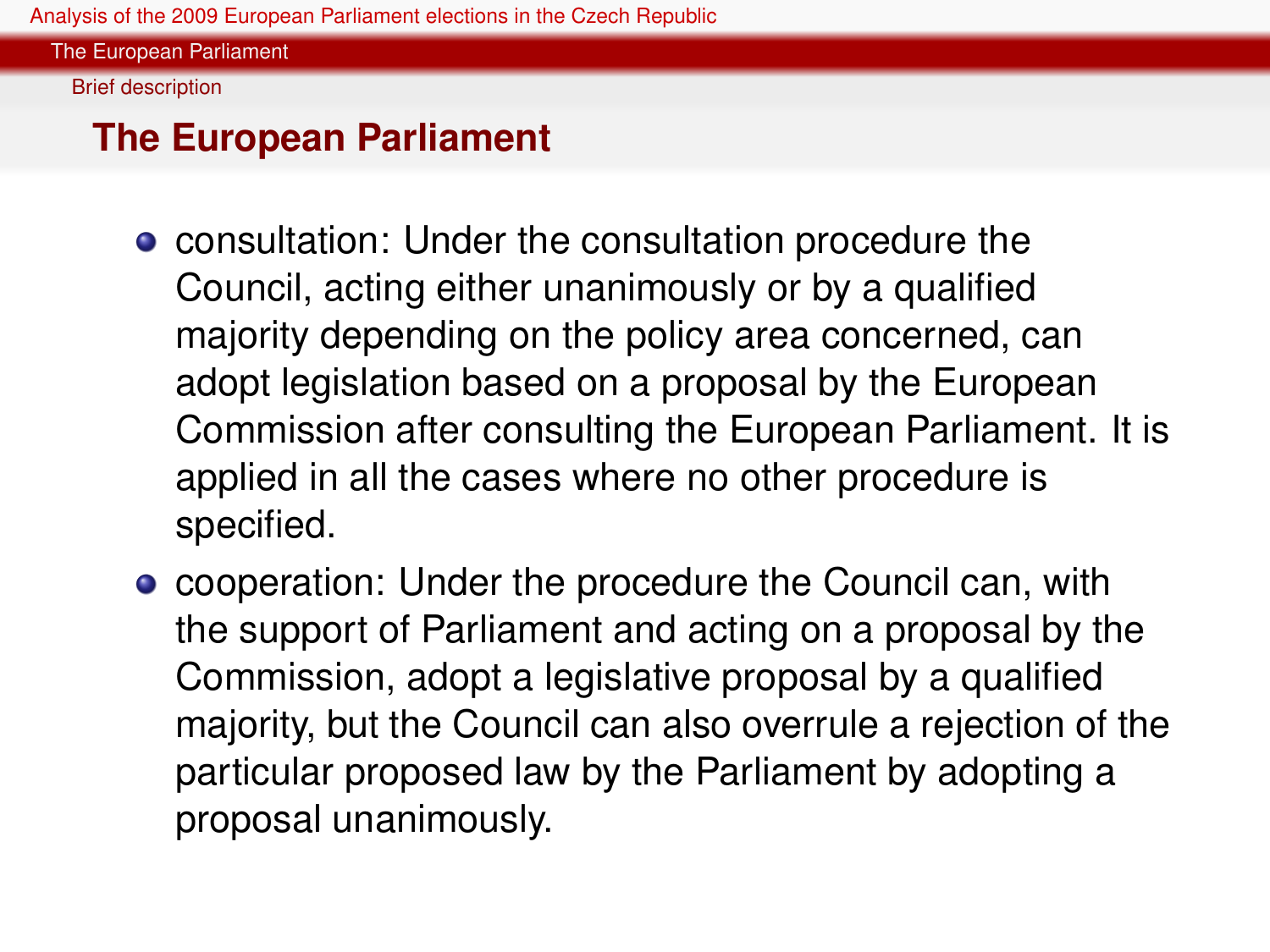## The European Parliament

- consultation: Under the consultation procedure the Council, acting either unanimously or by a qualified majority depending on the policy area concerned, can adopt legislation based on a proposal by the European Commission after consulting the European Parliament. It is applied in all the cases where no other procedure is specified.
- cooperation: Under the procedure the Council can, with the support of Parliament and acting on a proposal by the Commission, adopt a legislative proposal by a qualified majority, but the Council can also overrule a rejection of the particular proposed law by the Parliament by adopting a proposal unanimously.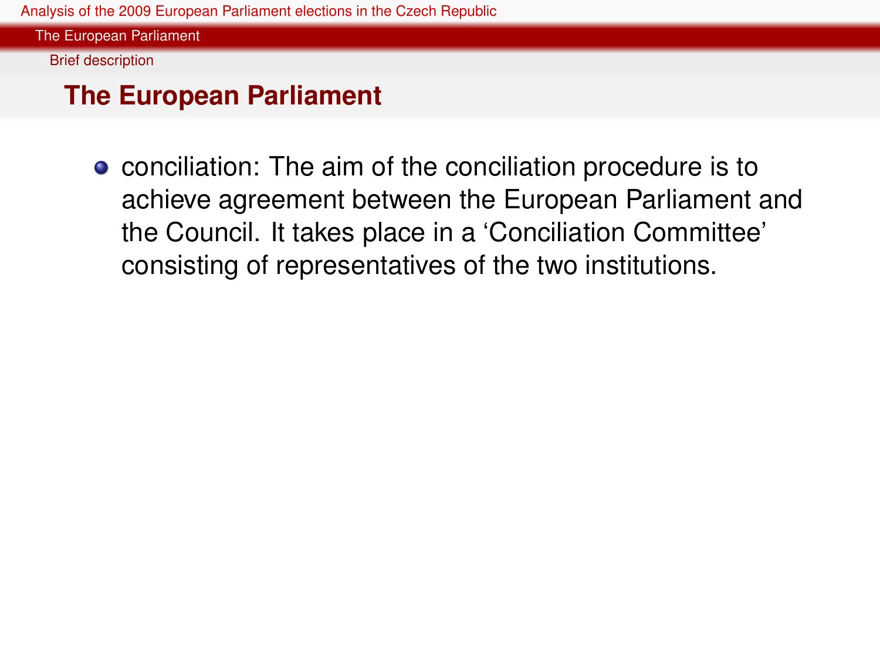## The European Parliament

- conciliation: The aim of the conciliation procedure is to achieve agreement between the European Parliament and the Council. It takes place in a 'Conciliation Committee' consisting of representatives of the two institutions.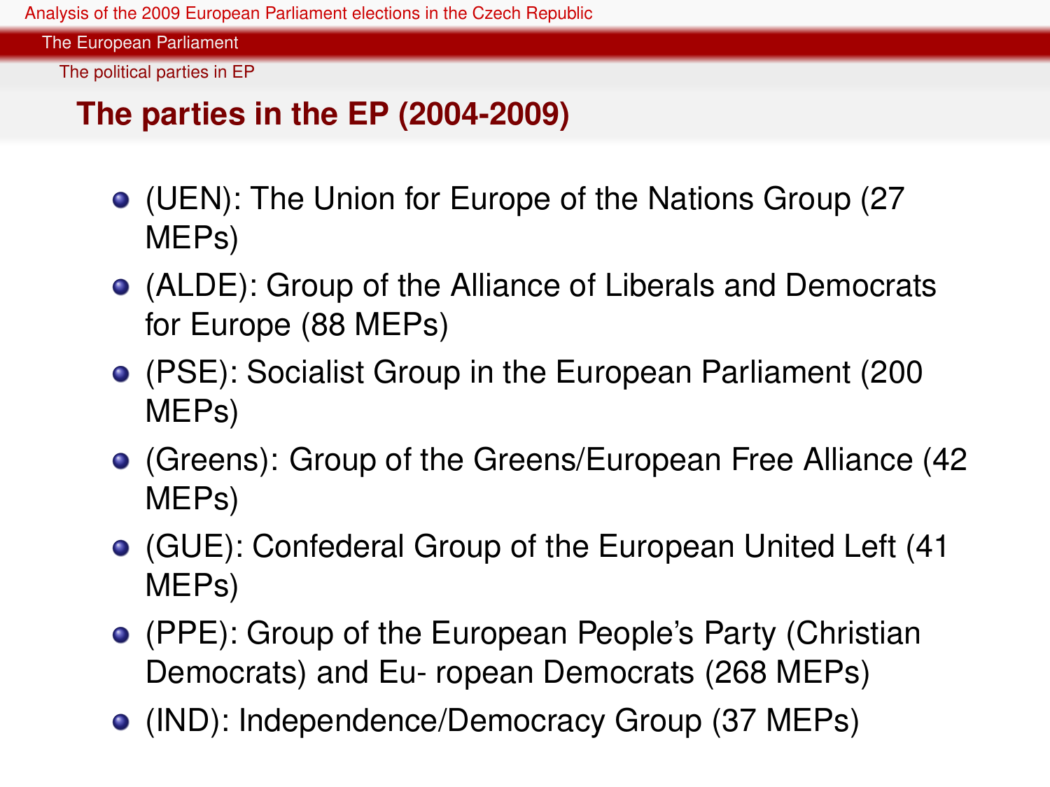## The parties in the EP (2004-2009)

- (UEN): The Union for Europe of the Nations Group (27 MEPs)
- (ALDE): Group of the Alliance of Liberals and Democrats for Europe (88 MEPs)
- (PSE): Socialist Group in the European Parliament (200 MEPs)
- (Greens): Group of the Greens/European Free Alliance (42 MEPs)
- (GUE): Confederal Group of the European United Left (41 MEPs)
- (PPE): Group of the European People's Party (Christian Democrats) and Eu- ropean Democrats (268 MEPs)
- (IND): Independence/Democracy Group (37 MEPs)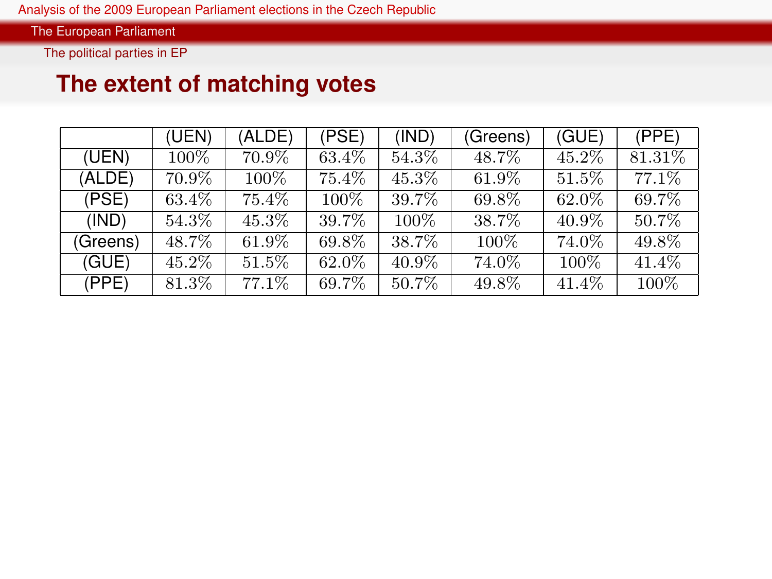## The extent of matching votes

| | (UEN) | (ALDE) | (PSE) | (IND) | (Greens) | (GUE) | (PPE) |
|---|---|---|---|---|---|---|---|
| (UEN) | 100% | 70.9% | 63.4% | 54.3% | 48.7% | 45.2% | 81.31% |
| (ALDE) | 70.9% | 100% | 75.4% | 45.3% | 61.9% | 51.5% | 77.1% |
| (PSE) | 63.4% | 75.4% | 100% | 39.7% | 69.8% | 62.0% | 69.7% |
| (IND) | 54.3% | 45.3% | 39.7% | 100% | 38.7% | 40.9% | 50.7% |
| (Greens) | 48.7% | 61.9% | 69.8% | 38.7% | 100% | 74.0% | 49.8% |
| (GUE) | 45.2% | 51.5% | 62.0% | 40.9% | 74.0% | 100% | 41.4% |
| (PPE) | 81.3% | 77.1% | 69.7% | 50.7% | 49.8% | 41.4% | 100% |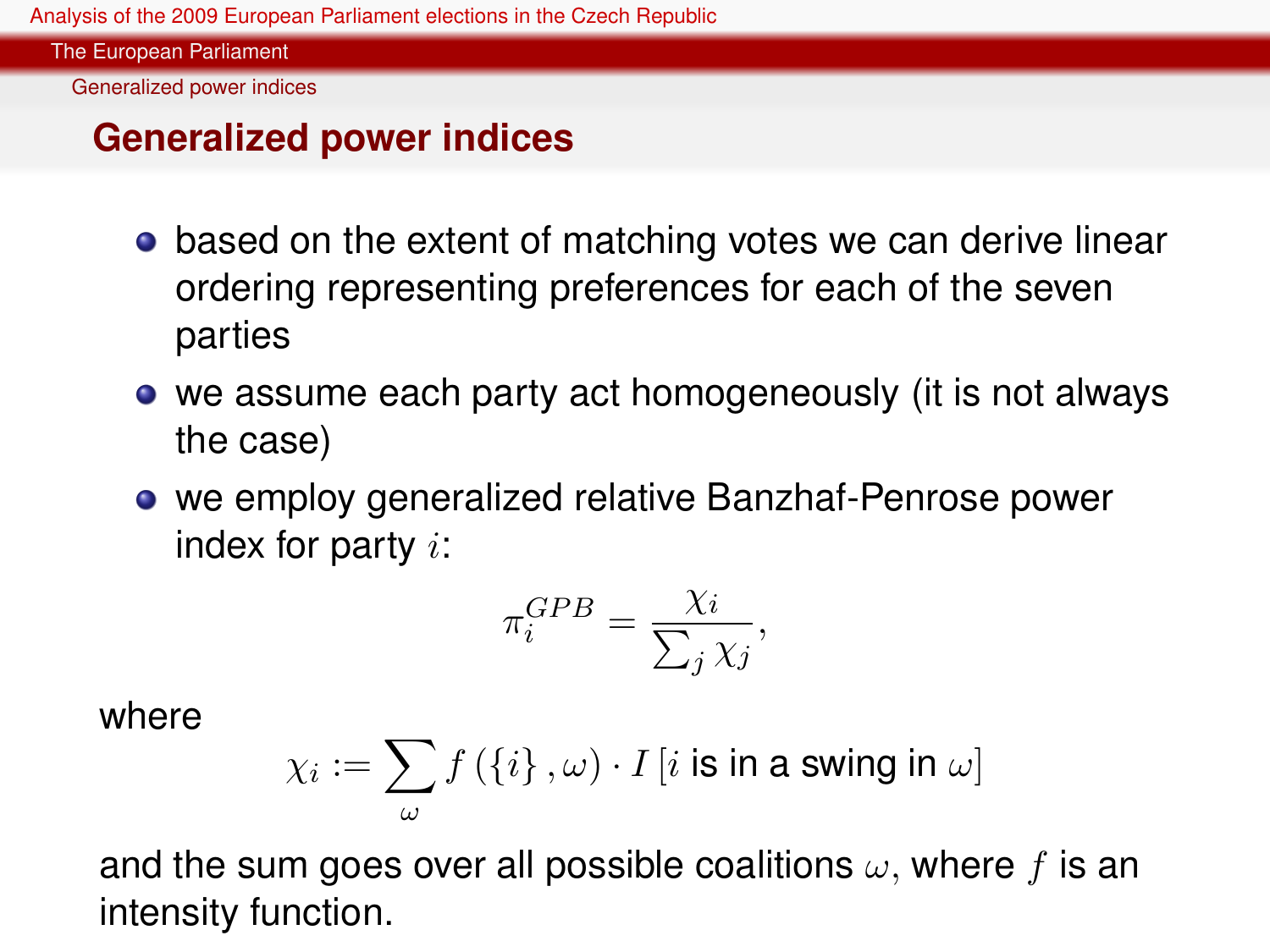# Generalized power indices

- based on the extent of matching votes we can derive linear ordering representing preferences for each of the seven parties
- we assume each party act homogeneously (it is not always the case)
- we employ generalized relative Banzhaf-Penrose power index for party $i$:

$$\pi_i^{GPB} = \frac{\chi_i}{\sum_j \chi_j},$$

where

$$\chi_i := \sum_{\omega} f\left(\{i\}, \omega\right) \cdot I\left[i \text{ is in a swing in } \omega\right]$$

and the sum goes over all possible coalitions $\omega$, where $f$ is an intensity function.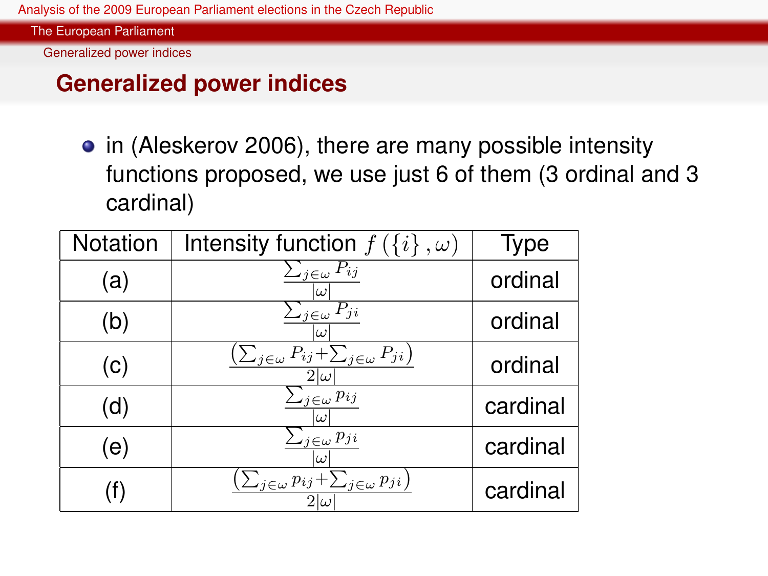## Generalized power indices

- in (Aleskerov 2006), there are many possible intensity functions proposed, we use just 6 of them (3 ordinal and 3 cardinal)

| Notation | Intensity function $f(\{i\}, \omega)$ | Type |
|---|---|---|
| (a) | $\frac{\sum_{j\in\omega} P_{ij}}{\lvert\omega\rvert}$ | ordinal |
| (b) | $\frac{\sum_{j\in\omega} P_{ji}}{\lvert\omega\rvert}$ | ordinal |
| (c) | $\frac{\left(\sum_{j\in\omega} P_{ij}+\sum_{j\in\omega} P_{ji}\right)}{2\lvert\omega\rvert}$ | ordinal |
| (d) | $\frac{\sum_{j\in\omega} p_{ij}}{\lvert\omega\rvert}$ | cardinal |
| (e) | $\frac{\sum_{j\in\omega} p_{ji}}{\lvert\omega\rvert}$ | cardinal |
| (f) | $\frac{\left(\sum_{j\in\omega} p_{ij}+\sum_{j\in\omega} p_{ji}\right)}{2\lvert\omega\rvert}$ | cardinal |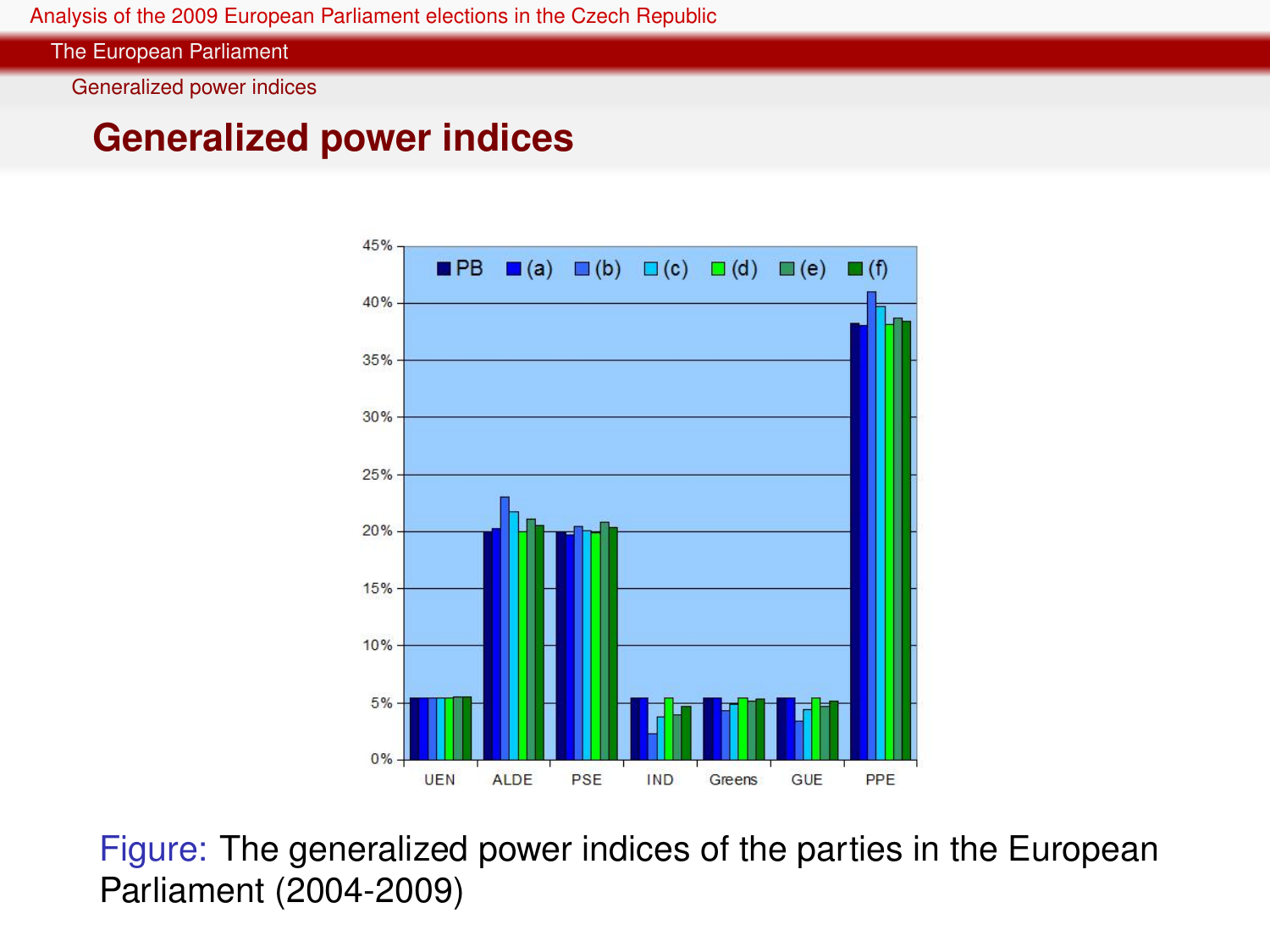# Generalized power indices

Figure: The generalized power indices of the parties in the European Parliament (2004-2009)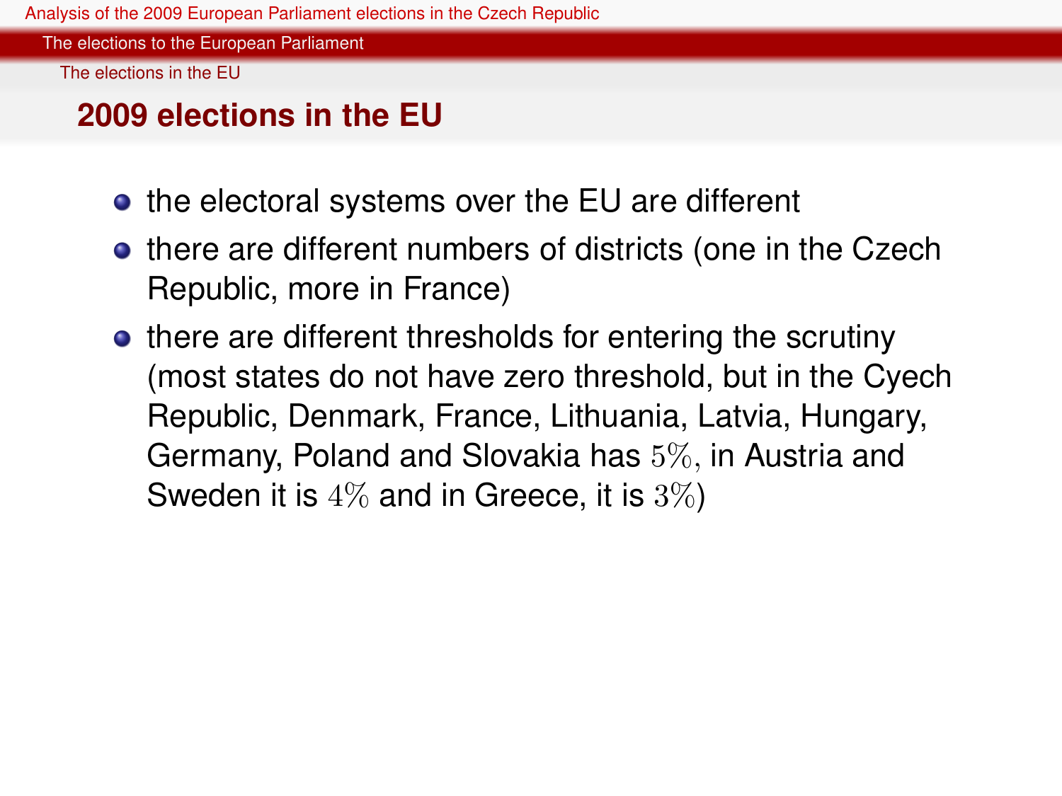## 2009 elections in the EU

- the electoral systems over the EU are different
- there are different numbers of districts (one in the Czech Republic, more in France)
- there are different thresholds for entering the scrutiny (most states do not have zero threshold, but in the Cyech Republic, Denmark, France, Lithuania, Latvia, Hungary, Germany, Poland and Slovakia has $5\%$, in Austria and Sweden it is $4\%$ and in Greece, it is $3\%$)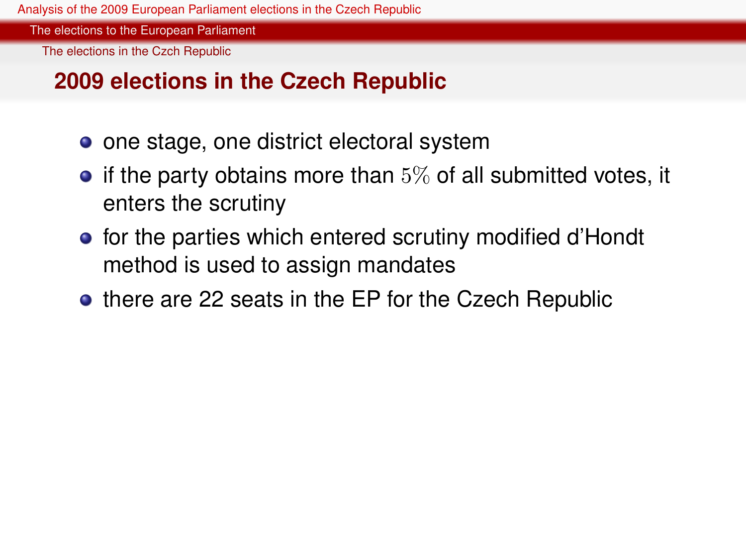## 2009 elections in the Czech Republic

- one stage, one district electoral system
- if the party obtains more than $5\%$ of all submitted votes, it enters the scrutiny
- for the parties which entered scrutiny modified d'Hondt method is used to assign mandates
- there are 22 seats in the EP for the Czech Republic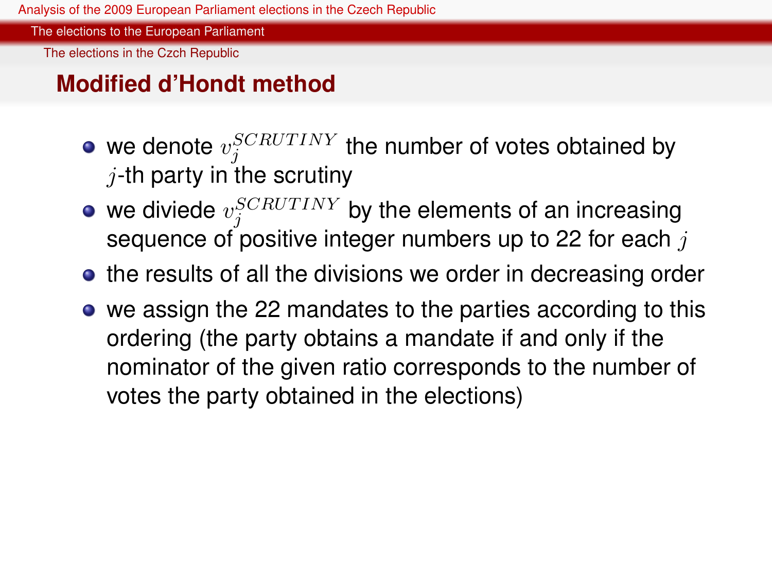## Modified d'Hondt method

- we denote $v_j^{SCRUTINY}$ the number of votes obtained by $j$-th party in the scrutiny
- we diviede $v_j^{SCRUTINY}$ by the elements of an increasing sequence of positive integer numbers up to 22 for each $j$
- the results of all the divisions we order in decreasing order
- we assign the 22 mandates to the parties according to this ordering (the party obtains a mandate if and only if the nominator of the given ratio corresponds to the number of votes the party obtained in the elections)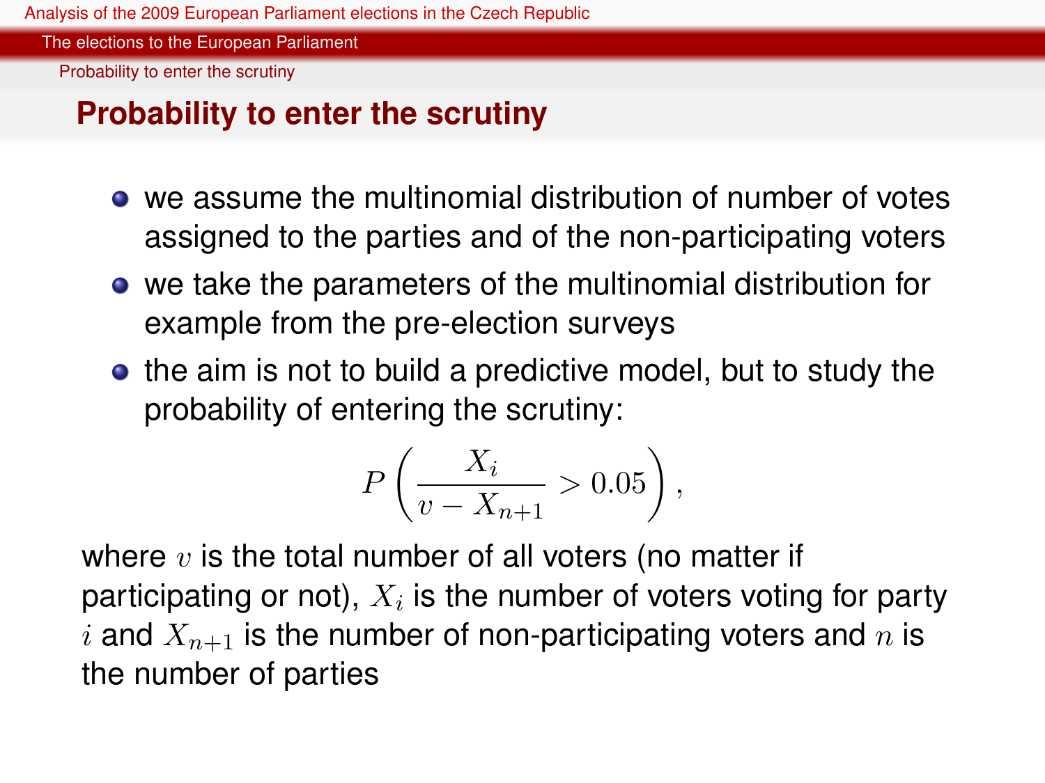## Probability to enter the scrutiny

- we assume the multinomial distribution of number of votes assigned to the parties and of the non-participating voters
- we take the parameters of the multinomial distribution for example from the pre-election surveys
- the aim is not to build a predictive model, but to study the probability of entering the scrutiny:

$$P\left(\frac{X_i}{v - X_{n+1}} > 0.05\right),$$

where $v$ is the total number of all voters (no matter if participating or not), $X_i$ is the number of voters voting for party $i$ and $X_{n+1}$ is the number of non-participating voters and $n$ is the number of parties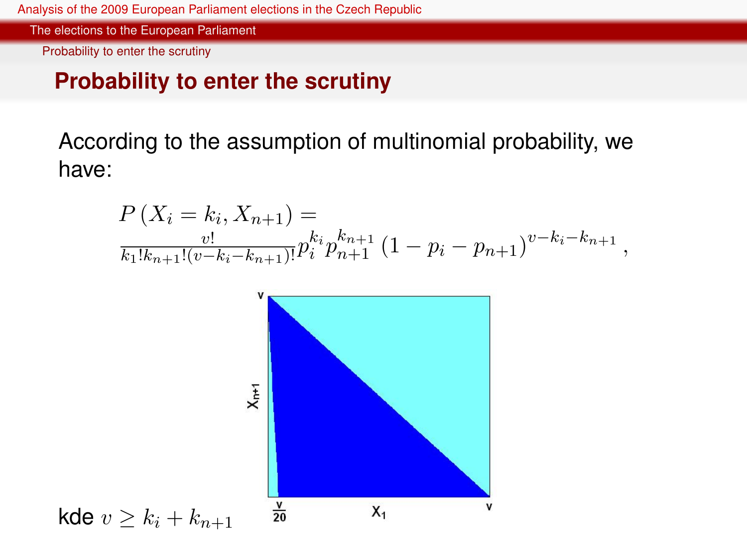## Probability to enter the scrutiny

According to the assumption of multinomial probability, we have:

$$P\left(X_i = k_i, X_{n+1}\right) = \frac{v!}{k_1! k_{n+1}! (v - k_i - k_{n+1})!} p_i^{k_i} p_{n+1}^{k_{n+1}} \left(1 - p_i - p_{n+1}\right)^{v - k_i - k_{n+1}},$$

kde $v \geq k_i + k_{n+1}$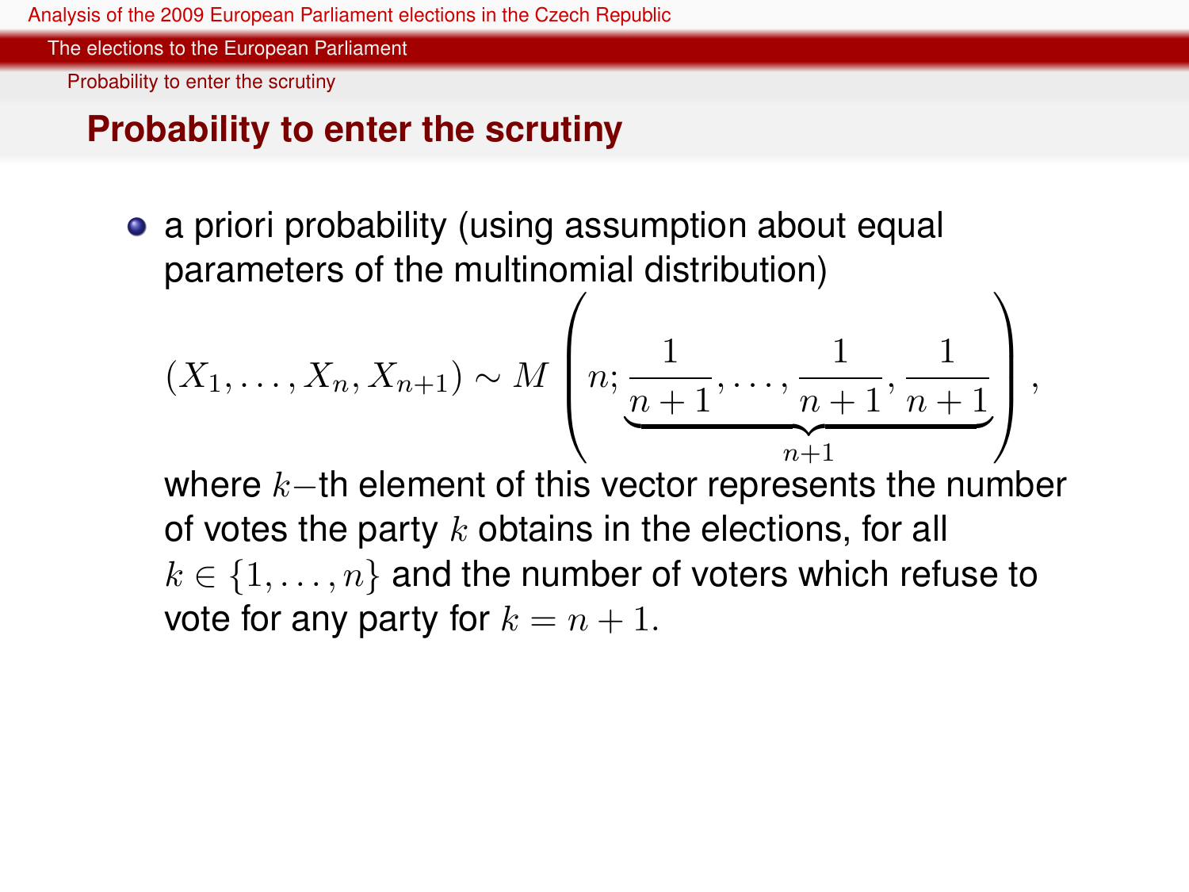## Probability to enter the scrutiny

- a priori probability (using assumption about equal parameters of the multinomial distribution)

$$(X_1, \ldots, X_n, X_{n+1}) \sim M\left(n; \underbrace{\frac{1}{n+1}, \ldots, \frac{1}{n+1}, \frac{1}{n+1}}_{n+1}\right),$$

where $k-$th element of this vector represents the number of votes the party $k$ obtains in the elections, for all $k \in \{1, \ldots, n\}$ and the number of voters which refuse to vote for any party for $k = n + 1$.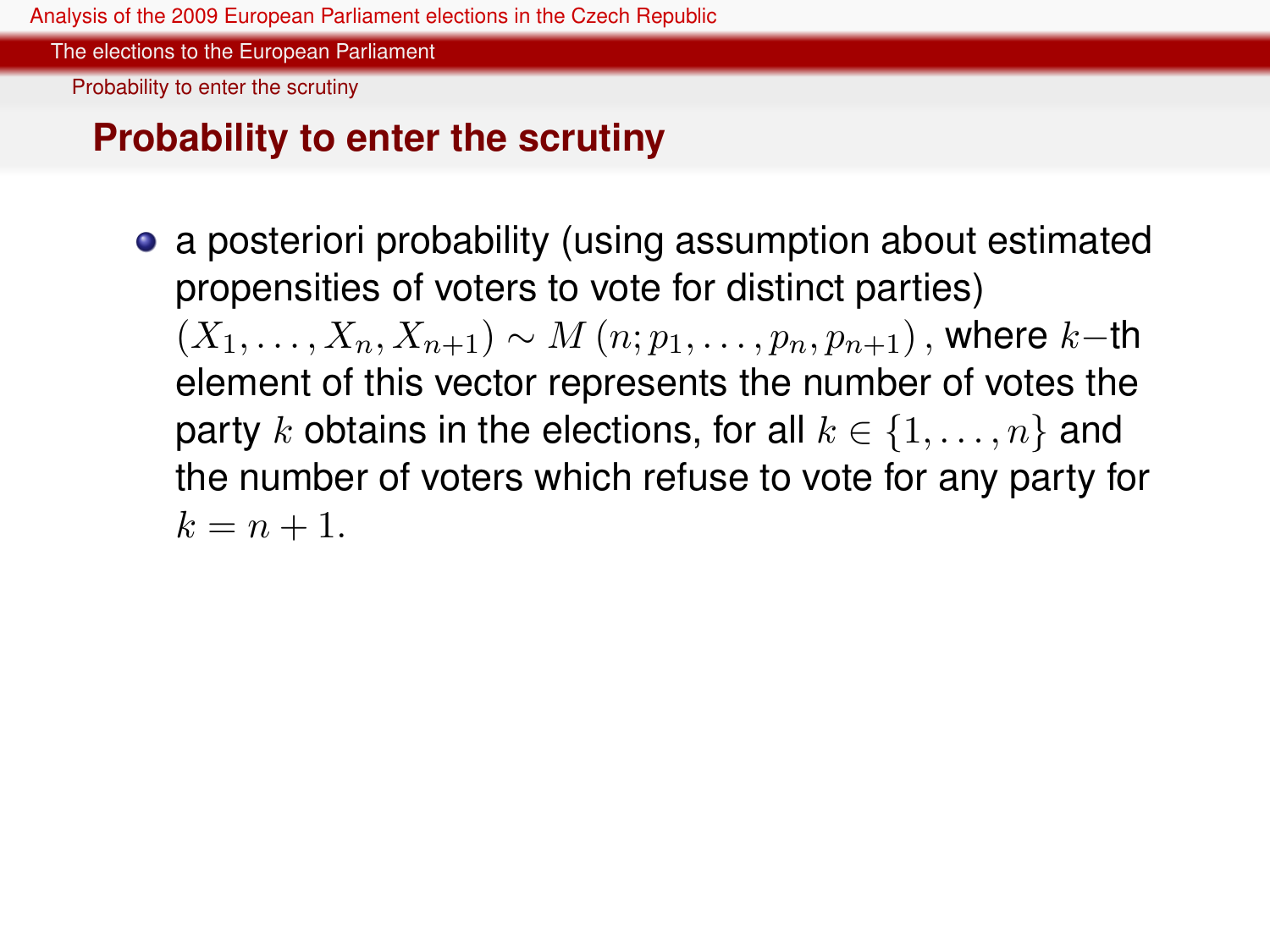## Probability to enter the scrutiny

- a posteriori probability (using assumption about estimated propensities of voters to vote for distinct parties) $(X_1, \ldots, X_n, X_{n+1}) \sim M(n; p_1, \ldots, p_n, p_{n+1})$, where $k-$th element of this vector represents the number of votes the party $k$ obtains in the elections, for all $k \in \{1, \ldots, n\}$ and the number of voters which refuse to vote for any party for $k = n + 1$.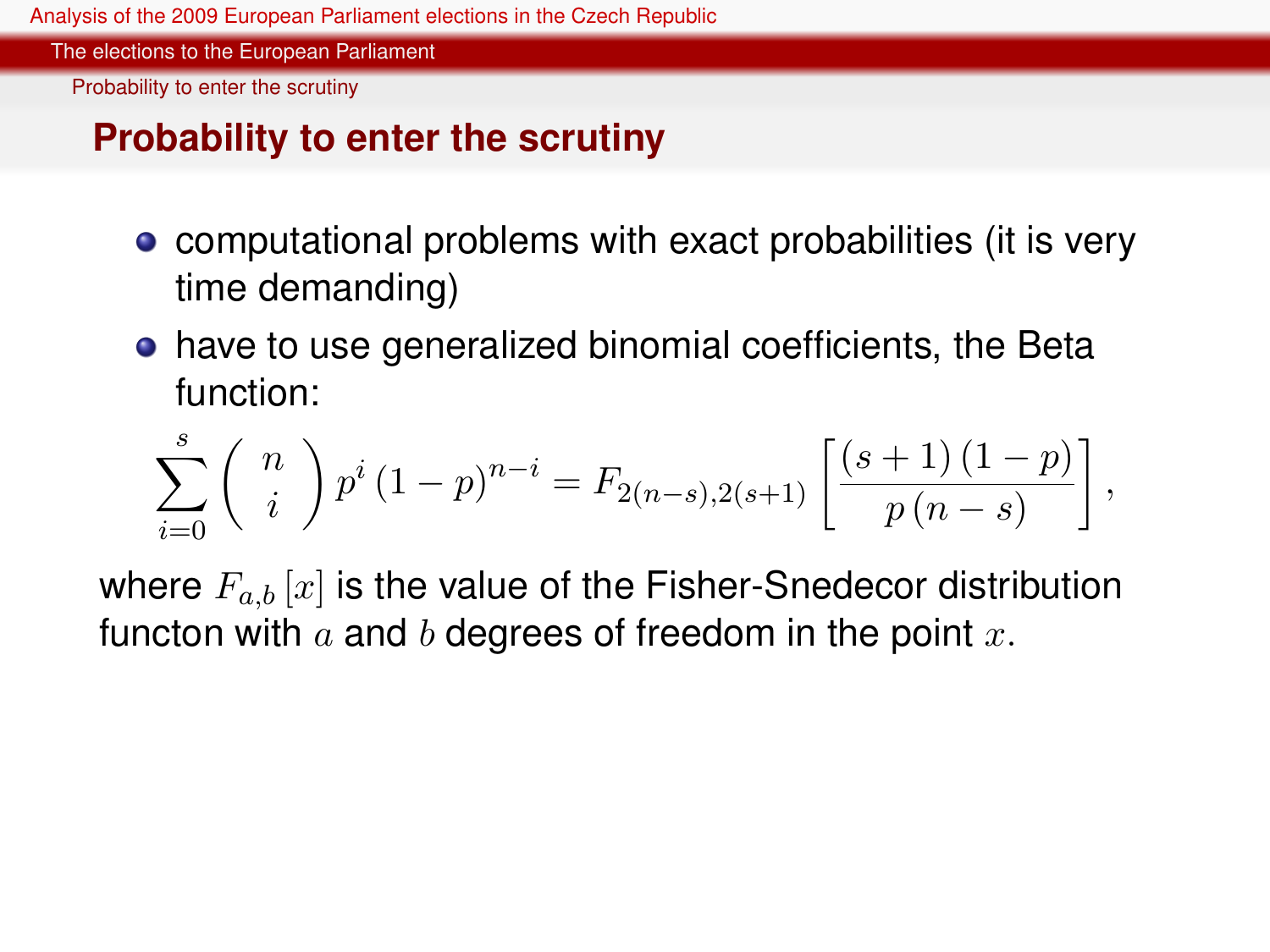## Probability to enter the scrutiny

- computational problems with exact probabilities (it is very time demanding)
- have to use generalized binomial coefficients, the Beta function:

$$\sum_{i=0}^{s} \left( \begin{array}{c} n \\ i \end{array} \right) p^{i} \left(1-p\right)^{n-i} = F_{2(n-s),2(s+1)} \left[ \frac{(s+1)\left(1-p\right)}{p\left(n-s\right)} \right],$$

where $F_{a,b}[x]$ is the value of the Fisher-Snedecor distribution functon with $a$ and $b$ degrees of freedom in the point $x$.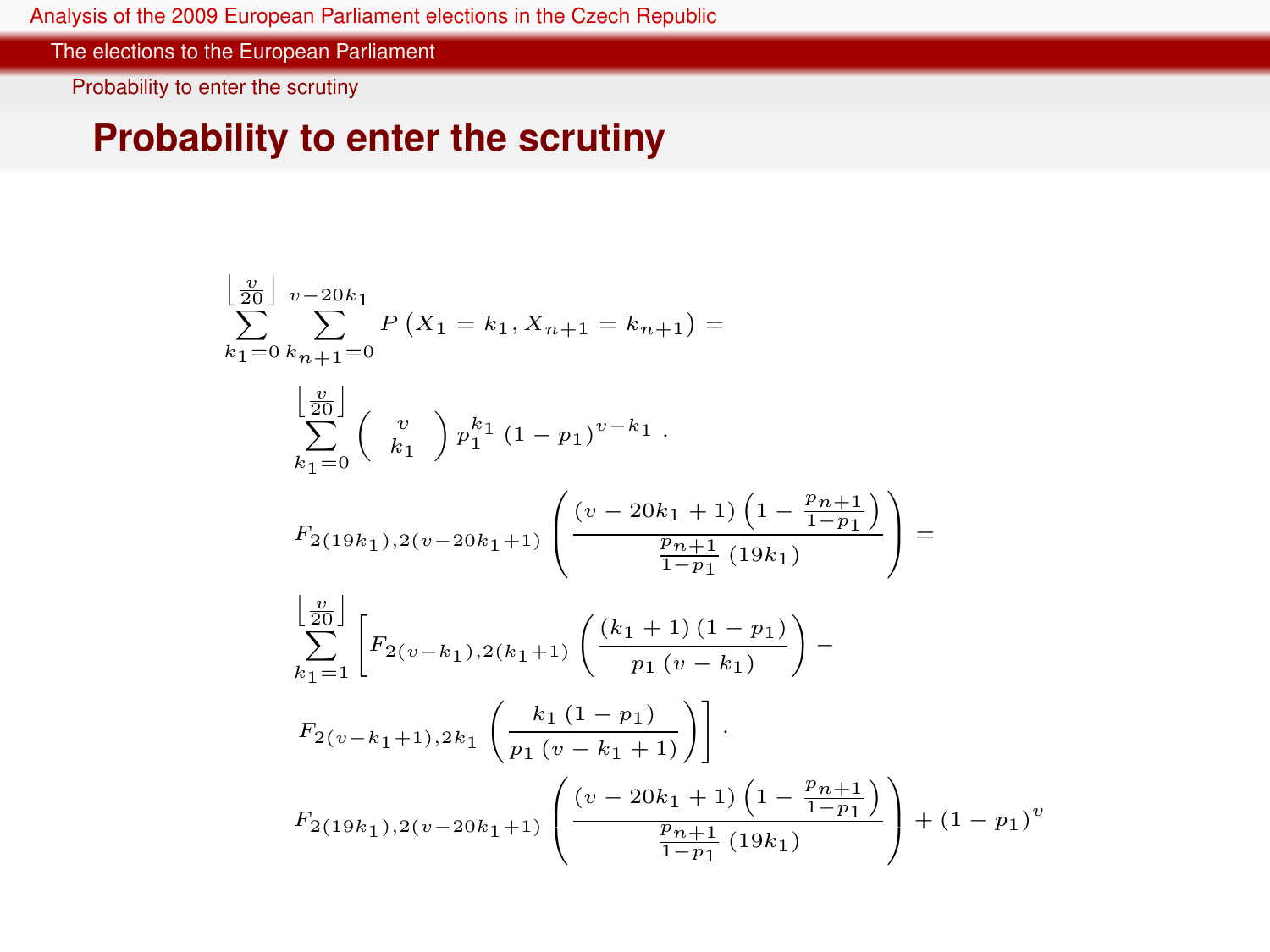# Probability to enter the scrutiny

$$
\sum_{k_1=0}^{\left\lfloor \frac{v}{20} \right\rfloor} \sum_{k_{n+1}=0}^{v-20k_1} P\left(X_1 = k_1, X_{n+1} = k_{n+1}\right) =
$$

$$
\sum_{k_1=0}^{\left\lfloor \frac{v}{20} \right\rfloor} \binom{v}{k_1} p_1^{k_1} \left(1 - p_1\right)^{v-k_1} \cdot
$$

$$
F_{2(19k_1),2(v-20k_1+1)} \left( \frac{\left(v - 20k_1 + 1\right)\left(1 - \frac{p_{n+1}}{1-p_1}\right)}{\frac{p_{n+1}}{1-p_1}\left(19k_1\right)} \right) =
$$

$$
\sum_{k_1=1}^{\left\lfloor \frac{v}{20} \right\rfloor} \left[ F_{2(v-k_1),2(k_1+1)} \left( \frac{\left(k_1 + 1\right)\left(1 - p_1\right)}{p_1\left(v - k_1\right)} \right) - \right.
$$

$$
\left. F_{2(v-k_1+1),2k_1} \left( \frac{k_1\left(1 - p_1\right)}{p_1\left(v - k_1 + 1\right)} \right) \right] \cdot
$$

$$
F_{2(19k_1),2(v-20k_1+1)} \left( \frac{\left(v - 20k_1 + 1\right)\left(1 - \frac{p_{n+1}}{1-p_1}\right)}{\frac{p_{n+1}}{1-p_1}\left(19k_1\right)} \right) + \left(1 - p_1\right)^v
$$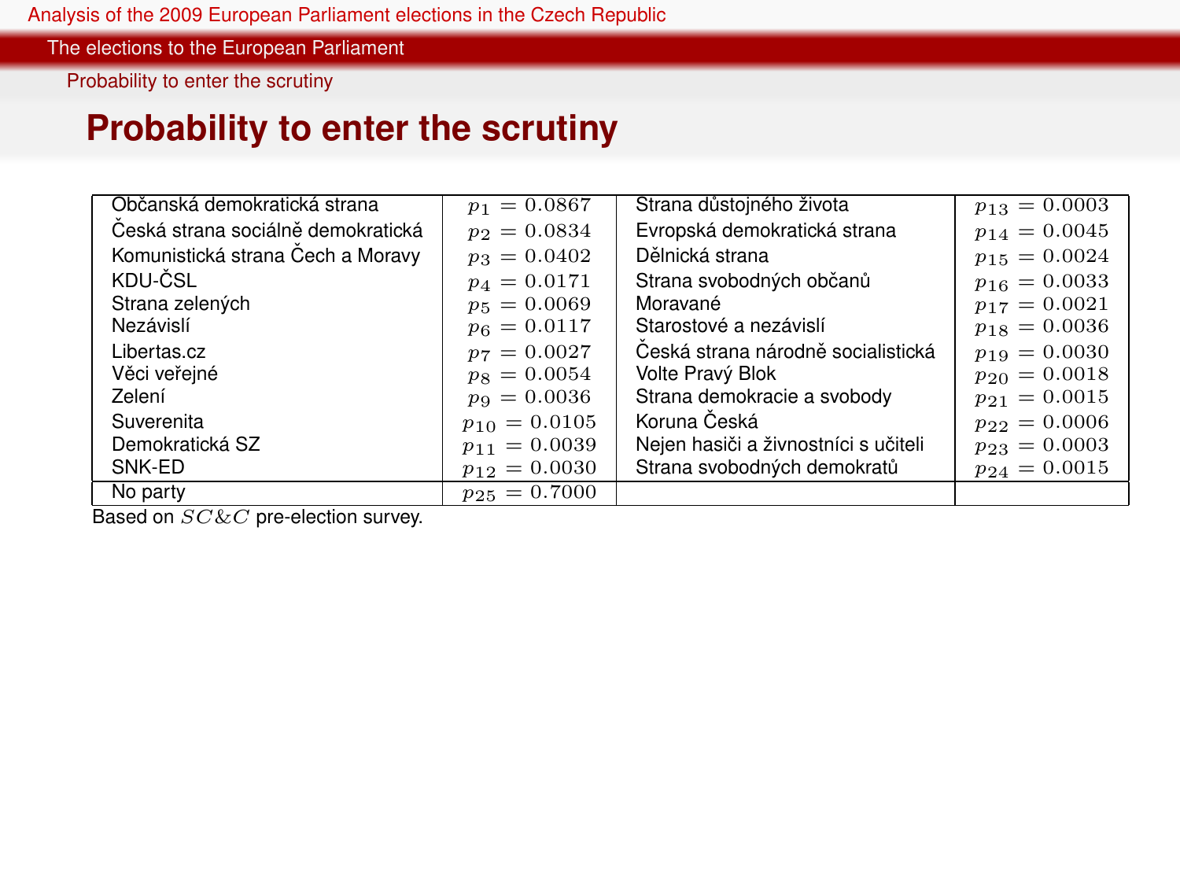# Probability to enter the scrutiny

| | | | |
|---|---|---|---|
| Občanská demokratická strana | $p_1 = 0.0867$ | Strana důstojného života | $p_{13} = 0.0003$ |
| Česká strana sociálně demokratická | $p_2 = 0.0834$ | Evropská demokratická strana | $p_{14} = 0.0045$ |
| Komunistická strana Čech a Moravy | $p_3 = 0.0402$ | Dělnická strana | $p_{15} = 0.0024$ |
| KDU-ČSL | $p_4 = 0.0171$ | Strana svobodných občanů | $p_{16} = 0.0033$ |
| Strana zelených | $p_5 = 0.0069$ | Moravané | $p_{17} = 0.0021$ |
| Nezávislí | $p_6 = 0.0117$ | Starostové a nezávislí | $p_{18} = 0.0036$ |
| Libertas.cz | $p_7 = 0.0027$ | Česká strana národně socialistická | $p_{19} = 0.0030$ |
| Věci veřejné | $p_8 = 0.0054$ | Volte Pravý Blok | $p_{20} = 0.0018$ |
| Zelení | $p_9 = 0.0036$ | Strana demokracie a svobody | $p_{21} = 0.0015$ |
| Suverenita | $p_{10} = 0.0105$ | Koruna Česká | $p_{22} = 0.0006$ |
| Demokratická SZ | $p_{11} = 0.0039$ | Nejen hasiči a živnostníci s učiteli | $p_{23} = 0.0003$ |
| SNK-ED | $p_{12} = 0.0030$ | Strana svobodných demokratů | $p_{24} = 0.0015$ |
| No party | $p_{25} = 0.7000$ | | |

Based on $SC\&C$ pre-election survey.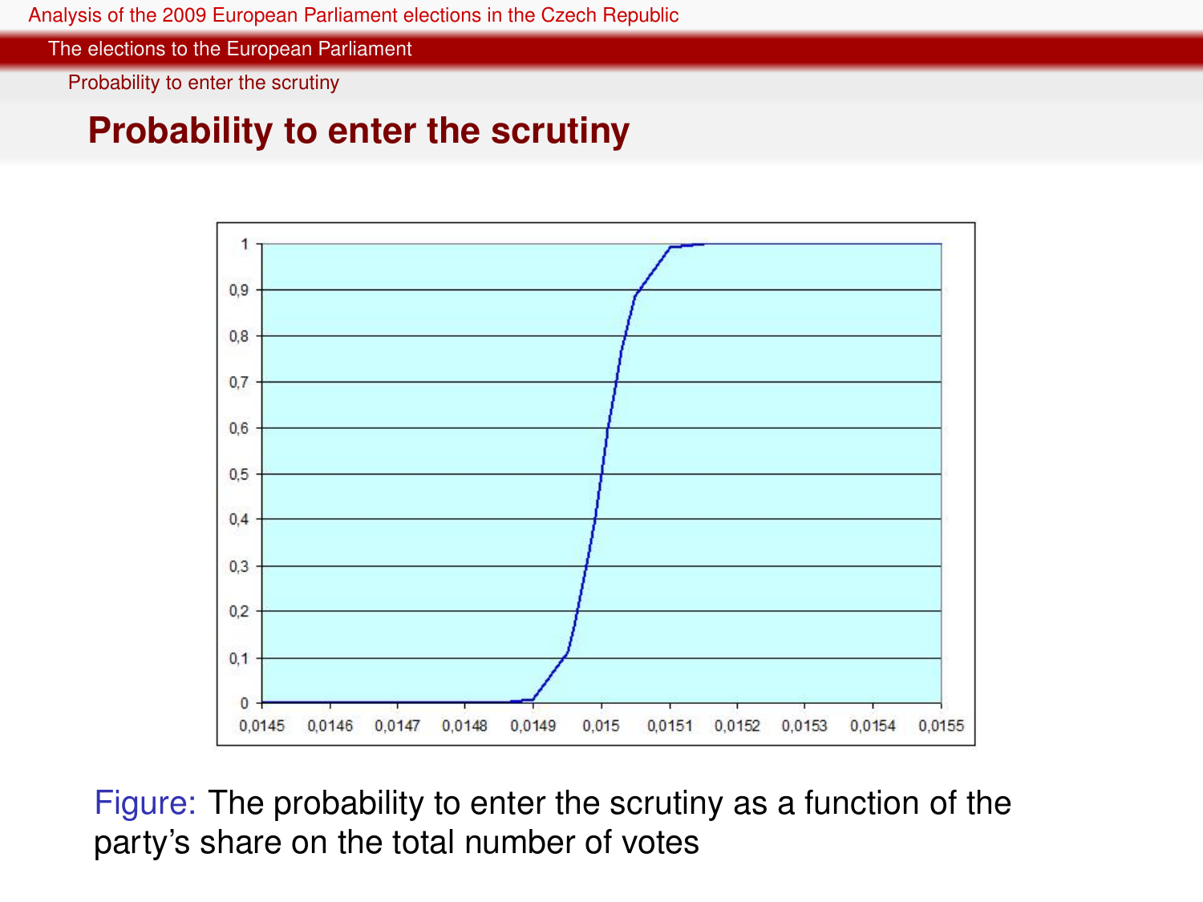## Probability to enter the scrutiny

Figure: The probability to enter the scrutiny as a function of the party's share on the total number of votes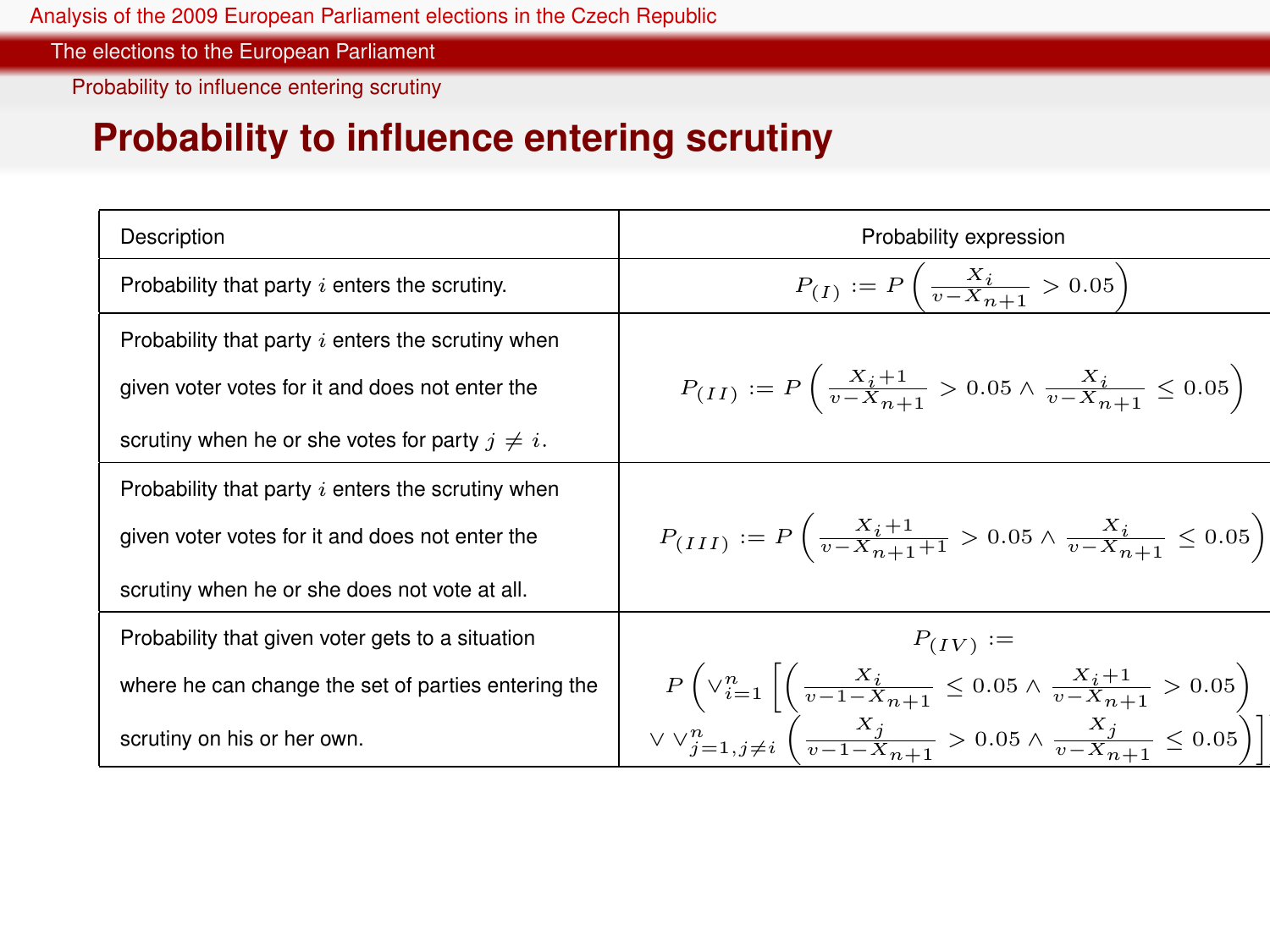# Probability to influence entering scrutiny

| Description | Probability expression |
|---|---|
| Probability that party $i$ enters the scrutiny. | $P_{(I)} := P\left(\frac{X_i}{v - X_{n+1}} > 0.05\right)$ |
| Probability that party $i$ enters the scrutiny when given voter votes for it and does not enter the scrutiny when he or she votes for party $j \neq i$. | $P_{(II)} := P\left(\frac{X_i + 1}{v - X_{n+1}} > 0.05 \wedge \frac{X_i}{v - X_{n+1}} \leq 0.05\right)$ |
| Probability that party $i$ enters the scrutiny when given voter votes for it and does not enter the scrutiny when he or she does not vote at all. | $P_{(III)} := P\left(\frac{X_i + 1}{v - X_{n+1} + 1} > 0.05 \wedge \frac{X_i}{v - X_{n+1}} \leq 0.05\right)$ |
| Probability that given voter gets to a situation where he can change the set of parties entering the scrutiny on his or her own. | $P_{(IV)} := P\left(\vee_{i=1}^{n}\left[\left(\frac{X_i}{v - 1 - X_{n+1}} \leq 0.05 \wedge \frac{X_i + 1}{v - X_{n+1}} > 0.05\right) \vee \vee_{j=1, j\neq i}^{n}\left(\frac{X_j}{v - 1 - X_{n+1}} > 0.05 \wedge \frac{X_j}{v - X_{n+1}} \leq 0.05\right)\right]\right)$ |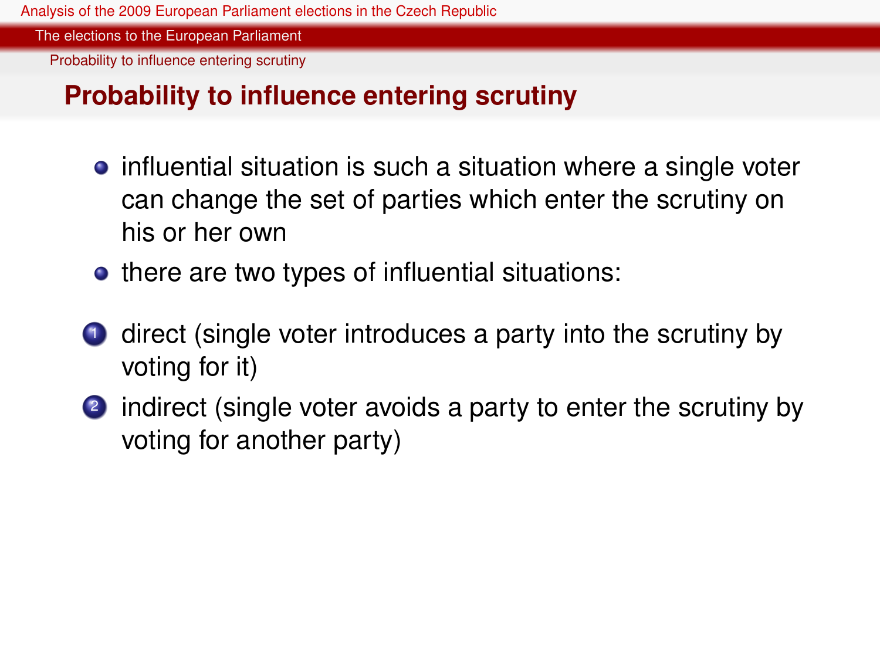## Probability to influence entering scrutiny

- influential situation is such a situation where a single voter can change the set of parties which enter the scrutiny on his or her own
- there are two types of influential situations:

1. direct (single voter introduces a party into the scrutiny by voting for it)
2. indirect (single voter avoids a party to enter the scrutiny by voting for another party)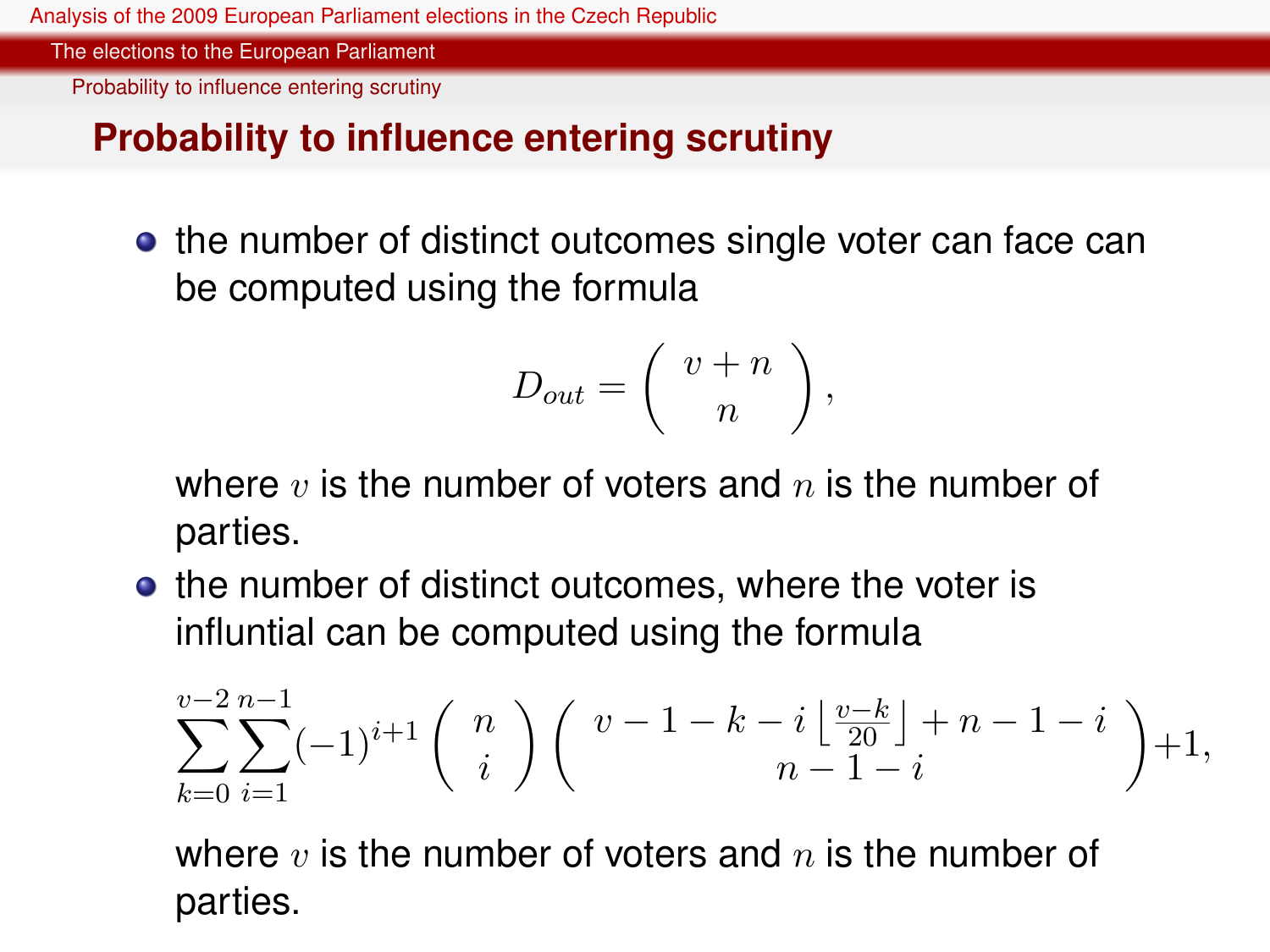## Probability to influence entering scrutiny

- the number of distinct outcomes single voter can face can be computed using the formula

$$D_{out} = \binom{v+n}{n},$$

where $v$ is the number of voters and $n$ is the number of parties.

- the number of distinct outcomes, where the voter is influntial can be computed using the formula

$$\sum_{k=0}^{v-2}\sum_{i=1}^{n-1}(-1)^{i+1}\binom{n}{i}\binom{v-1-k-i\left\lfloor\frac{v-k}{20}\right\rfloor+n-1-i}{n-1-i}+1,$$

where $v$ is the number of voters and $n$ is the number of parties.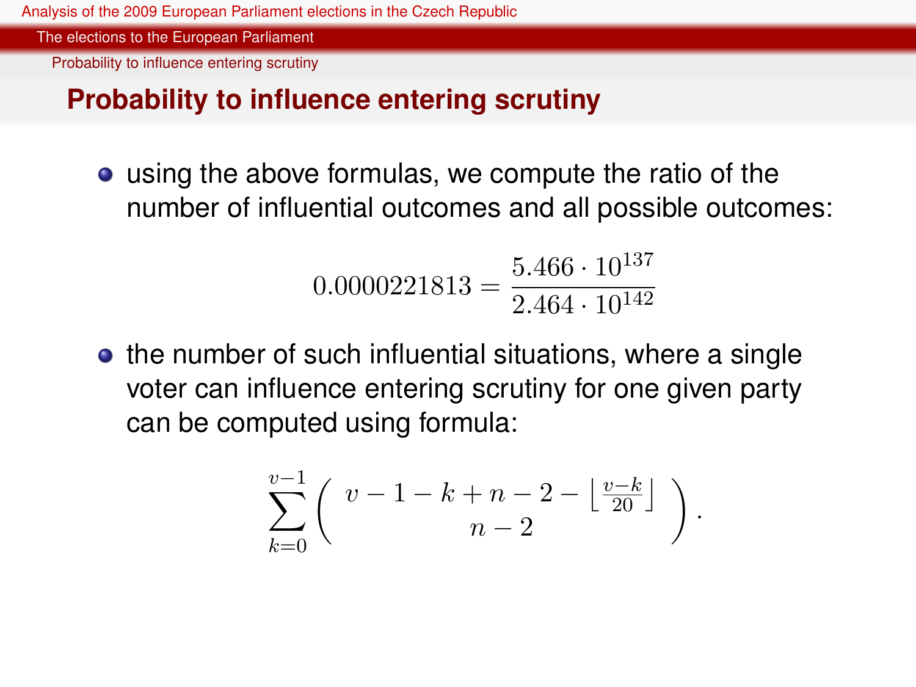## Probability to influence entering scrutiny

- using the above formulas, we compute the ratio of the number of influential outcomes and all possible outcomes:

$$0.0000221813 = \frac{5.466 \cdot 10^{137}}{2.464 \cdot 10^{142}}$$

- the number of such influential situations, where a single voter can influence entering scrutiny for one given party can be computed using formula:

$$\sum_{k=0}^{v-1} \binom{v-1-k+n-2-\left\lfloor \frac{v-k}{20} \right\rfloor}{n-2}.$$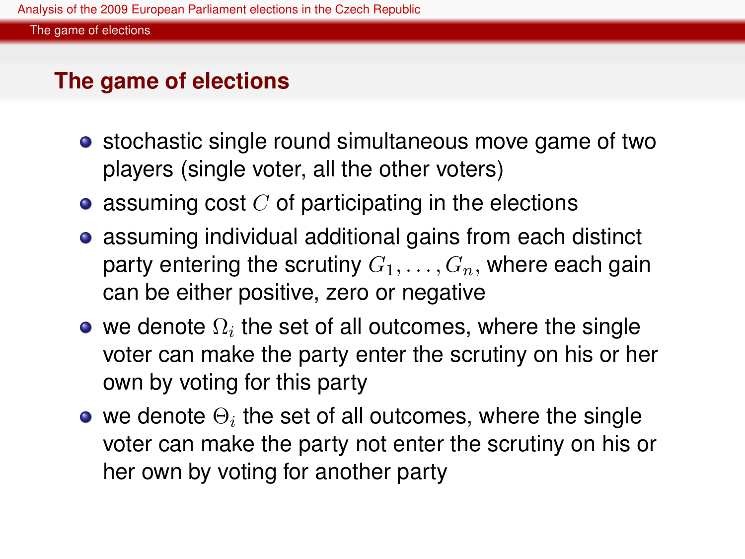## The game of elections

- stochastic single round simultaneous move game of two players (single voter, all the other voters)
- assuming cost $C$ of participating in the elections
- assuming individual additional gains from each distinct party entering the scrutiny $G_1, \ldots, G_n$, where each gain can be either positive, zero or negative
- we denote $\Omega_i$ the set of all outcomes, where the single voter can make the party enter the scrutiny on his or her own by voting for this party
- we denote $\Theta_i$ the set of all outcomes, where the single voter can make the party not enter the scrutiny on his or her own by voting for another party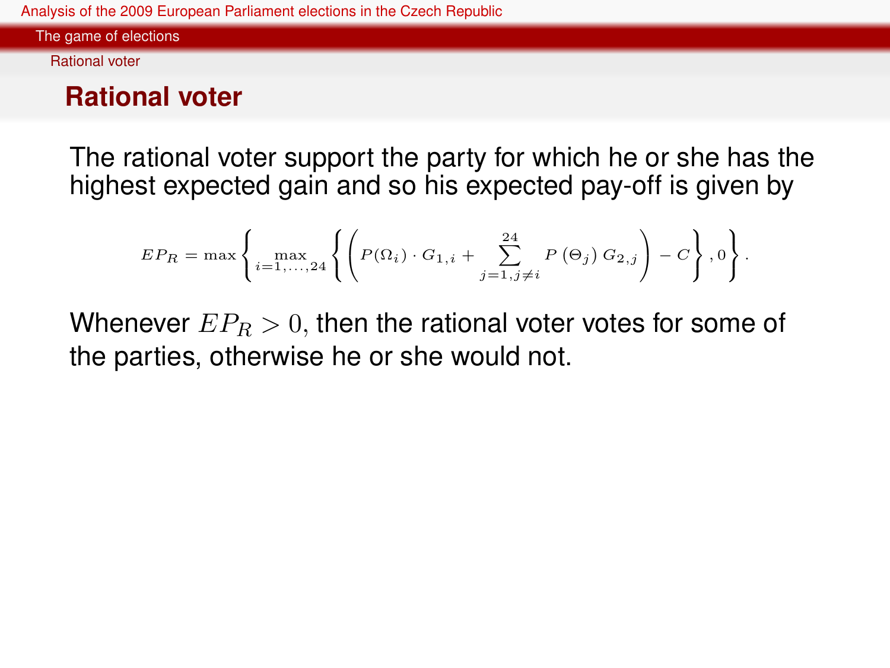## Rational voter

The rational voter support the party for which he or she has the highest expected gain and so his expected pay-off is given by

$$EP_R = \max\left\{\max_{i=1,\ldots,24}\left\{\left(P(\Omega_i)\cdot G_{1,i} + \sum_{j=1,j\neq i}^{24} P\left(\Theta_j\right) G_{2,j}\right) - C\right\}, 0\right\}.$$

Whenever $EP_R > 0$, then the rational voter votes for some of the parties, otherwise he or she would not.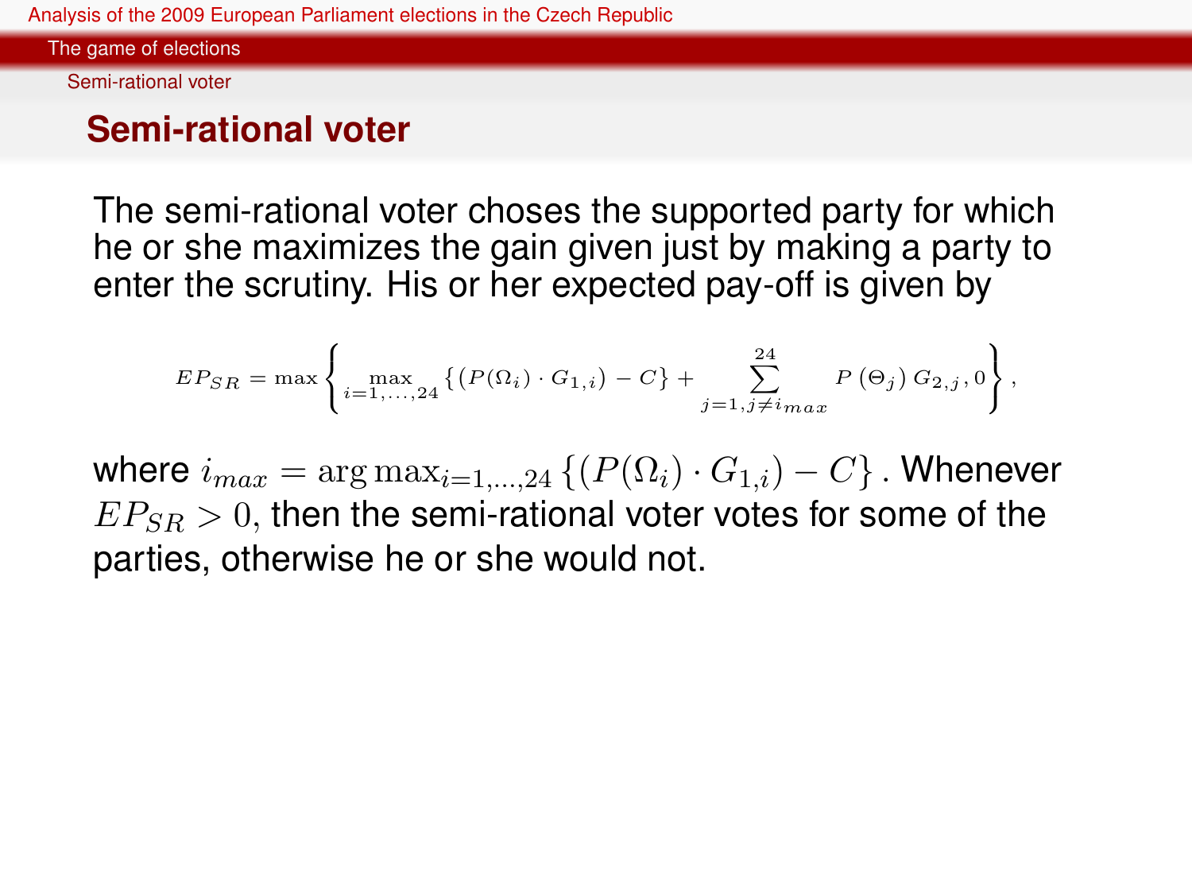## Semi-rational voter

The semi-rational voter choses the supported party for which he or she maximizes the gain given just by making a party to enter the scrutiny. His or her expected pay-off is given by

$$EP_{SR} = \max\left\{ \max_{i=1,\ldots,24} \left\{ \left( P(\Omega_i) \cdot G_{1,i} \right) - C \right\} + \sum_{j=1, j \neq i_{max}}^{24} P\left(\Theta_j\right) G_{2,j}, 0 \right\},$$

where $i_{max} = \arg\max_{i=1,\ldots,24} \left\{ \left( P(\Omega_i) \cdot G_{1,i} \right) - C \right\}$. Whenever $EP_{SR} > 0$, then the semi-rational voter votes for some of the parties, otherwise he or she would not.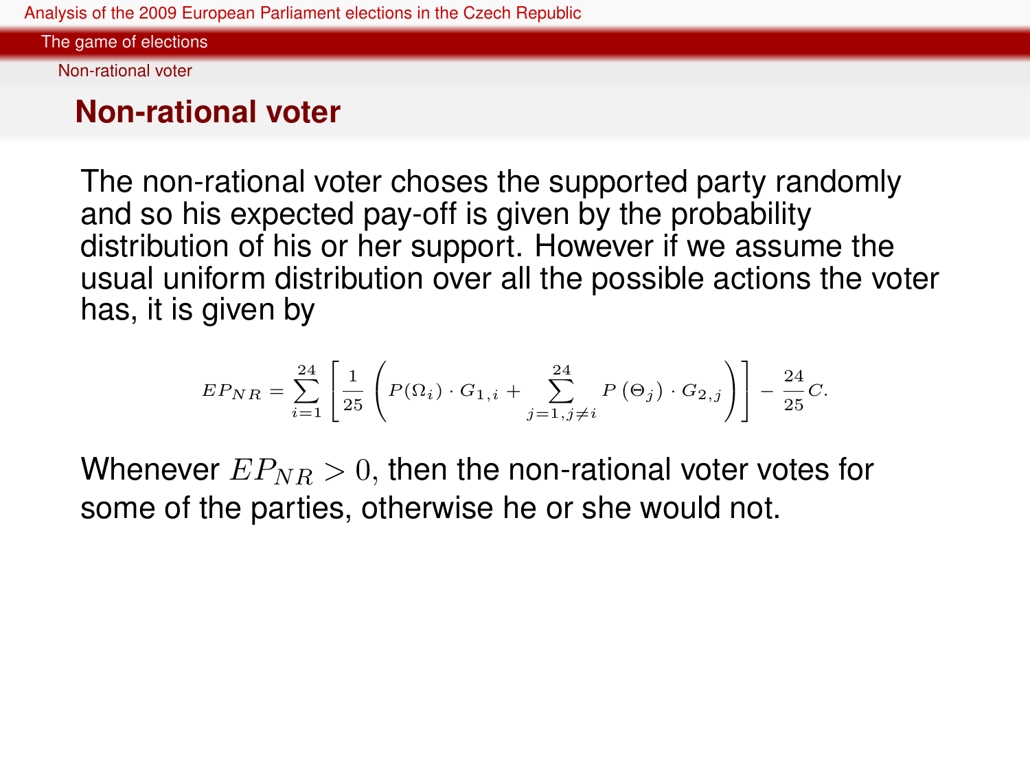# Non-rational voter

The non-rational voter choses the supported party randomly and so his expected pay-off is given by the probability distribution of his or her support. However if we assume the usual uniform distribution over all the possible actions the voter has, it is given by

$$EP_{NR} = \sum_{i=1}^{24} \left[ \frac{1}{25} \left( P(\Omega_i) \cdot G_{1,i} + \sum_{j=1, j \neq i}^{24} P\left(\Theta_j\right) \cdot G_{2,j} \right) \right] - \frac{24}{25} C.$$

Whenever $EP_{NR} > 0$, then the non-rational voter votes for some of the parties, otherwise he or she would not.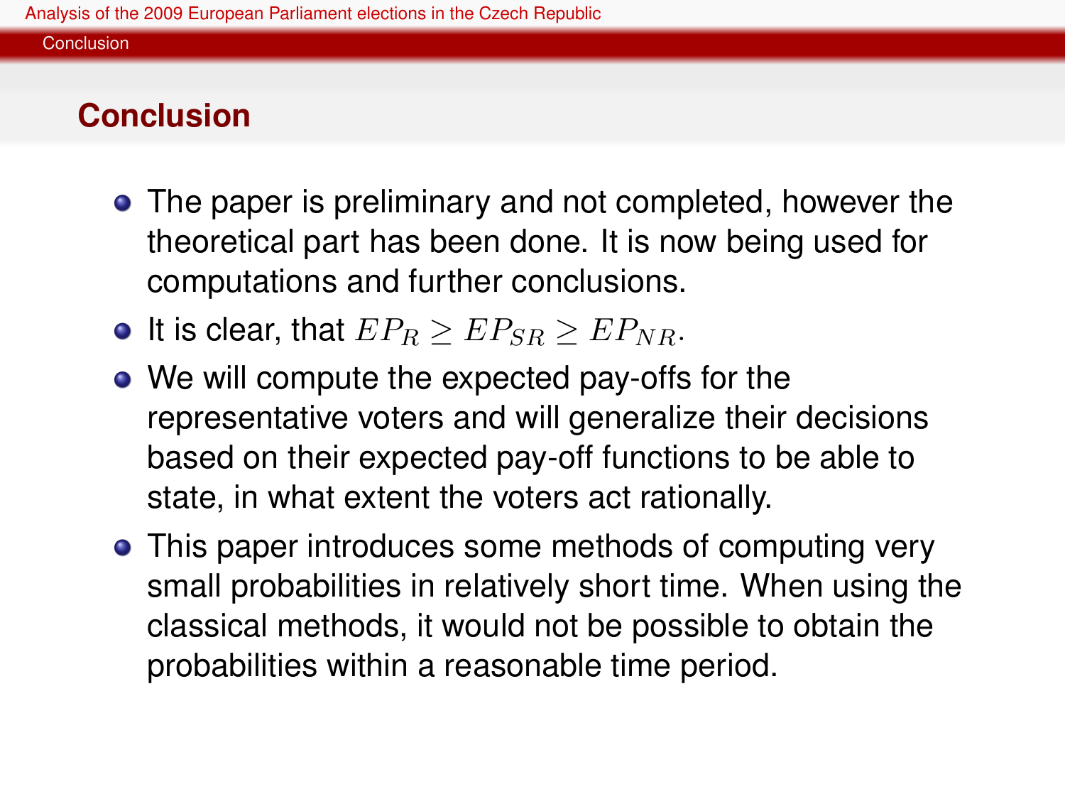# Conclusion

- The paper is preliminary and not completed, however the theoretical part has been done. It is now being used for computations and further conclusions.
- It is clear, that $EP_R \geq EP_{SR} \geq EP_{NR}$.
- We will compute the expected pay-offs for the representative voters and will generalize their decisions based on their expected pay-off functions to be able to state, in what extent the voters act rationally.
- This paper introduces some methods of computing very small probabilities in relatively short time. When using the classical methods, it would not be possible to obtain the probabilities within a reasonable time period.